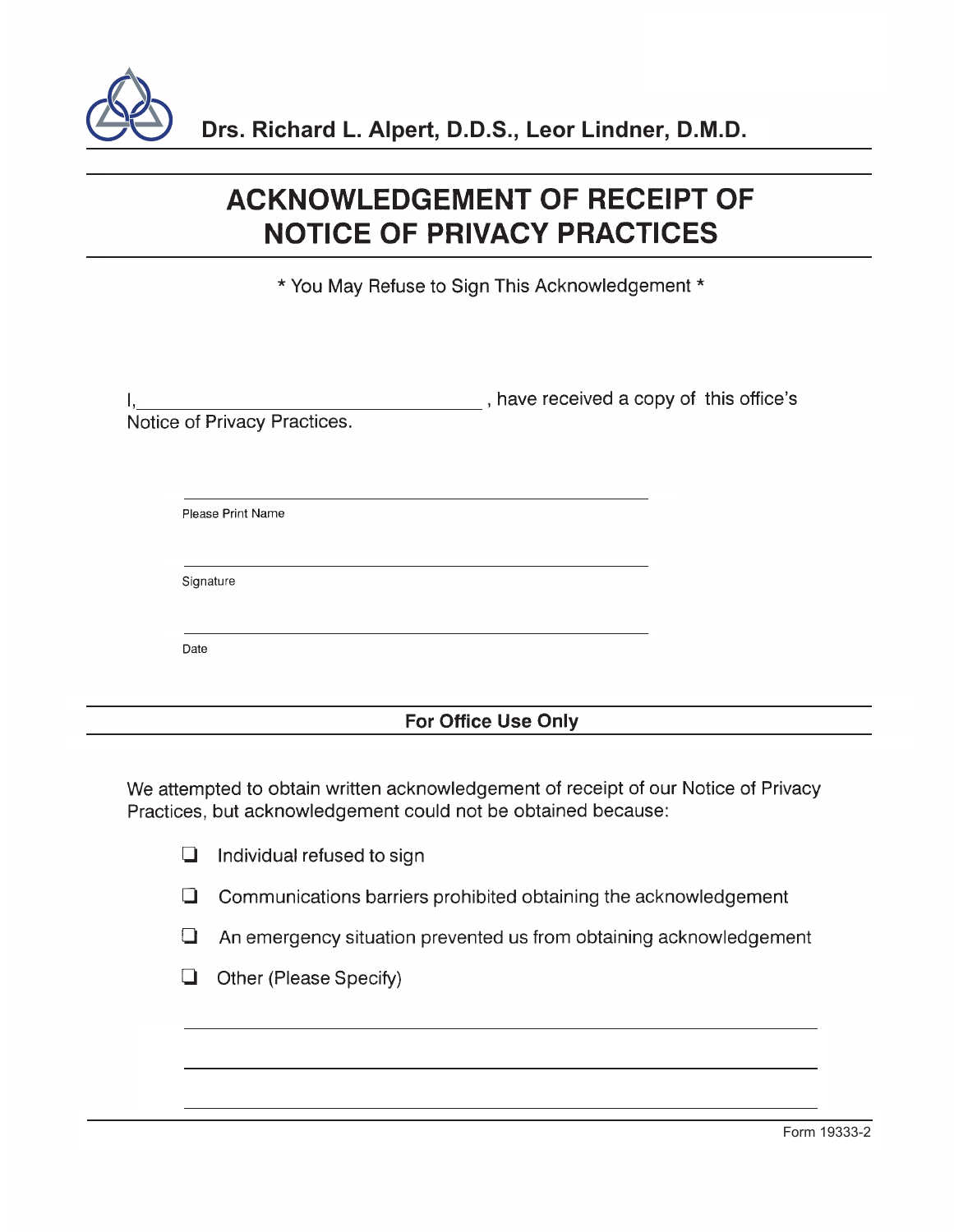**Drs. Richard L. Alpert, D.D.S., Leor Lindner, D.M.D.**

# ACKNOWLEDGEMENT OF RECEIPT OF NOTICE OF PRIVACY PRACTICES

* You May Refuse to Sign This Acknowledgement *

I, ______________________________ , have received a copy of this office's Notice of Privacy Practices.

______________________________

Please Print Name

______________________________

Signature

______________________________

Date

## For Office Use Only

We attempted to obtain written acknowledgement of receipt of our Notice of Privacy Practices, but acknowledgement could not be obtained because:

- ☐ Individual refused to sign
- ☐ Communications barriers prohibited obtaining the acknowledgement
- ☐ An emergency situation prevented us from obtaining acknowledgement
- ☐ Other (Please Specify)

______________________________

______________________________

______________________________

Form 19333-2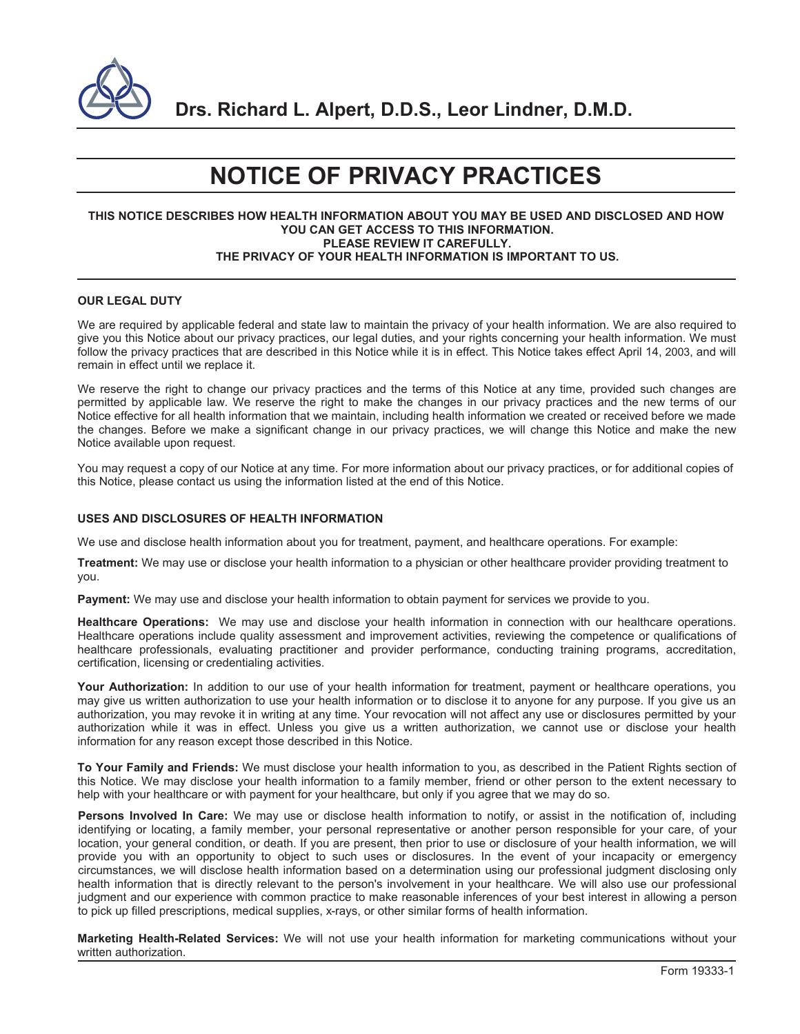# Drs. Richard L. Alpert, D.D.S., Leor Lindner, D.M.D.

# NOTICE OF PRIVACY PRACTICES

**THIS NOTICE DESCRIBES HOW HEALTH INFORMATION ABOUT YOU MAY BE USED AND DISCLOSED AND HOW YOU CAN GET ACCESS TO THIS INFORMATION.**
**PLEASE REVIEW IT CAREFULLY.**
**THE PRIVACY OF YOUR HEALTH INFORMATION IS IMPORTANT TO US.**

### OUR LEGAL DUTY

We are required by applicable federal and state law to maintain the privacy of your health information. We are also required to give you this Notice about our privacy practices, our legal duties, and your rights concerning your health information. We must follow the privacy practices that are described in this Notice while it is in effect. This Notice takes effect April 14, 2003, and will remain in effect until we replace it.

We reserve the right to change our privacy practices and the terms of this Notice at any time, provided such changes are permitted by applicable law. We reserve the right to make the changes in our privacy practices and the new terms of our Notice effective for all health information that we maintain, including health information we created or received before we made the changes. Before we make a significant change in our privacy practices, we will change this Notice and make the new Notice available upon request.

You may request a copy of our Notice at any time. For more information about our privacy practices, or for additional copies of this Notice, please contact us using the information listed at the end of this Notice.

### USES AND DISCLOSURES OF HEALTH INFORMATION

We use and disclose health information about you for treatment, payment, and healthcare operations. For example:

**Treatment:** We may use or disclose your health information to a physician or other healthcare provider providing treatment to you.

**Payment:** We may use and disclose your health information to obtain payment for services we provide to you.

**Healthcare Operations:** We may use and disclose your health information in connection with our healthcare operations. Healthcare operations include quality assessment and improvement activities, reviewing the competence or qualifications of healthcare professionals, evaluating practitioner and provider performance, conducting training programs, accreditation, certification, licensing or credentialing activities.

**Your Authorization:** In addition to our use of your health information for treatment, payment or healthcare operations, you may give us written authorization to use your health information or to disclose it to anyone for any purpose. If you give us an authorization, you may revoke it in writing at any time. Your revocation will not affect any use or disclosures permitted by your authorization while it was in effect. Unless you give us a written authorization, we cannot use or disclose your health information for any reason except those described in this Notice.

**To Your Family and Friends:** We must disclose your health information to you, as described in the Patient Rights section of this Notice. We may disclose your health information to a family member, friend or other person to the extent necessary to help with your healthcare or with payment for your healthcare, but only if you agree that we may do so.

**Persons Involved In Care:** We may use or disclose health information to notify, or assist in the notification of, including identifying or locating, a family member, your personal representative or another person responsible for your care, of your location, your general condition, or death. If you are present, then prior to use or disclosure of your health information, we will provide you with an opportunity to object to such uses or disclosures. In the event of your incapacity or emergency circumstances, we will disclose health information based on a determination using our professional judgment disclosing only health information that is directly relevant to the person's involvement in your healthcare. We will also use our professional judgment and our experience with common practice to make reasonable inferences of your best interest in allowing a person to pick up filled prescriptions, medical supplies, x-rays, or other similar forms of health information.

**Marketing Health-Related Services:** We will not use your health information for marketing communications without your written authorization.

Form 19333-1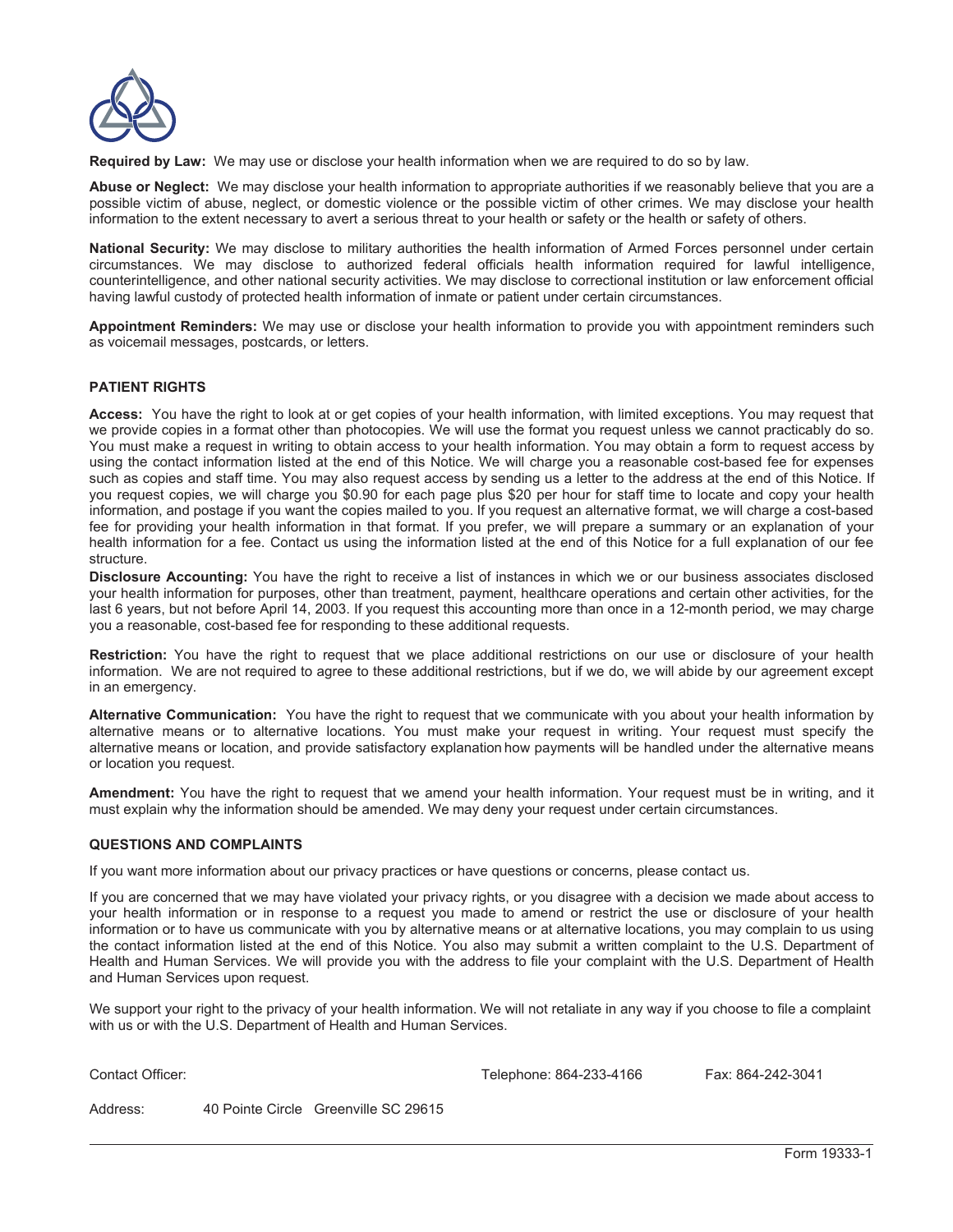**Required by Law:** We may use or disclose your health information when we are required to do so by law.

**Abuse or Neglect:** We may disclose your health information to appropriate authorities if we reasonably believe that you are a possible victim of abuse, neglect, or domestic violence or the possible victim of other crimes. We may disclose your health information to the extent necessary to avert a serious threat to your health or safety or the health or safety of others.

**National Security:** We may disclose to military authorities the health information of Armed Forces personnel under certain circumstances. We may disclose to authorized federal officials health information required for lawful intelligence, counterintelligence, and other national security activities. We may disclose to correctional institution or law enforcement official having lawful custody of protected health information of inmate or patient under certain circumstances.

**Appointment Reminders:** We may use or disclose your health information to provide you with appointment reminders such as voicemail messages, postcards, or letters.

### PATIENT RIGHTS

**Access:** You have the right to look at or get copies of your health information, with limited exceptions. You may request that we provide copies in a format other than photocopies. We will use the format you request unless we cannot practicably do so. You must make a request in writing to obtain access to your health information. You may obtain a form to request access by using the contact information listed at the end of this Notice. We will charge you a reasonable cost-based fee for expenses such as copies and staff time. You may also request access by sending us a letter to the address at the end of this Notice. If you request copies, we will charge you $0.90 for each page plus $20 per hour for staff time to locate and copy your health information, and postage if you want the copies mailed to you. If you request an alternative format, we will charge a cost-based fee for providing your health information in that format. If you prefer, we will prepare a summary or an explanation of your health information for a fee. Contact us using the information listed at the end of this Notice for a full explanation of our fee structure.

**Disclosure Accounting:** You have the right to receive a list of instances in which we or our business associates disclosed your health information for purposes, other than treatment, payment, healthcare operations and certain other activities, for the last 6 years, but not before April 14, 2003. If you request this accounting more than once in a 12-month period, we may charge you a reasonable, cost-based fee for responding to these additional requests.

**Restriction:** You have the right to request that we place additional restrictions on our use or disclosure of your health information. We are not required to agree to these additional restrictions, but if we do, we will abide by our agreement except in an emergency.

**Alternative Communication:** You have the right to request that we communicate with you about your health information by alternative means or to alternative locations. You must make your request in writing. Your request must specify the alternative means or location, and provide satisfactory explanation how payments will be handled under the alternative means or location you request.

**Amendment:** You have the right to request that we amend your health information. Your request must be in writing, and it must explain why the information should be amended. We may deny your request under certain circumstances.

### QUESTIONS AND COMPLAINTS

If you want more information about our privacy practices or have questions or concerns, please contact us.

If you are concerned that we may have violated your privacy rights, or you disagree with a decision we made about access to your health information or in response to a request you made to amend or restrict the use or disclosure of your health information or to have us communicate with you by alternative means or at alternative locations, you may complain to us using the contact information listed at the end of this Notice. You also may submit a written complaint to the U.S. Department of Health and Human Services. We will provide you with the address to file your complaint with the U.S. Department of Health and Human Services upon request.

We support your right to the privacy of your health information. We will not retaliate in any way if you choose to file a complaint with us or with the U.S. Department of Health and Human Services.

Contact Officer: Telephone: 864-233-4166 Fax: 864-242-3041

Address: 40 Pointe Circle Greenville SC 29615

Form 19333-1